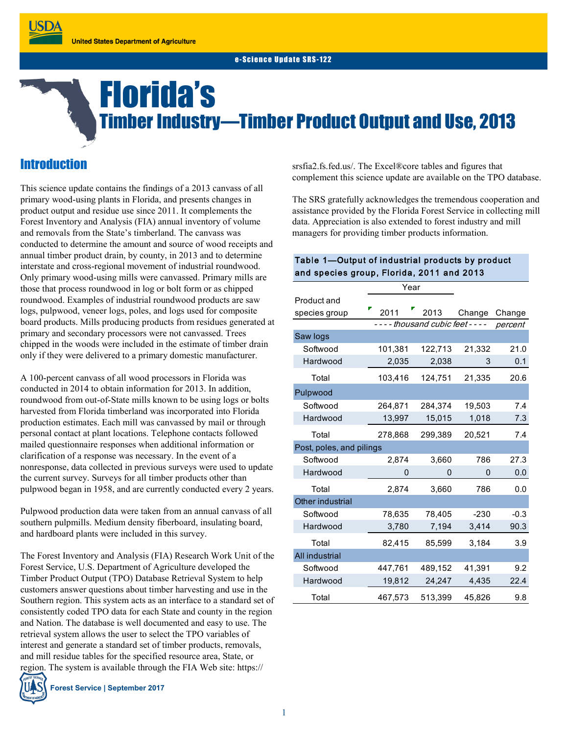United States Department of Agriculture

e-Science Update SRS-122

# Florida's
## Timber Industry—Timber Product Output and Use, 2013

## Introduction

This science update contains the findings of a 2013 canvass of all primary wood-using plants in Florida, and presents changes in product output and residue use since 2011. It complements the Forest Inventory and Analysis (FIA) annual inventory of volume and removals from the State's timberland. The canvass was conducted to determine the amount and source of wood receipts and annual timber product drain, by county, in 2013 and to determine interstate and cross-regional movement of industrial roundwood. Only primary wood-using mills were canvassed. Primary mills are those that process roundwood in log or bolt form or as chipped roundwood. Examples of industrial roundwood products are saw logs, pulpwood, veneer logs, poles, and logs used for composite board products. Mills producing products from residues generated at primary and secondary processors were not canvassed. Trees chipped in the woods were included in the estimate of timber drain only if they were delivered to a primary domestic manufacturer.

A 100-percent canvass of all wood processors in Florida was conducted in 2014 to obtain information for 2013. In addition, roundwood from out-of-State mills known to be using logs or bolts harvested from Florida timberland was incorporated into Florida production estimates. Each mill was canvassed by mail or through personal contact at plant locations. Telephone contacts followed mailed questionnaire responses when additional information or clarification of a response was necessary. In the event of a nonresponse, data collected in previous surveys were used to update the current survey. Surveys for all timber products other than pulpwood began in 1958, and are currently conducted every 2 years.

Pulpwood production data were taken from an annual canvass of all southern pulpmills. Medium density fiberboard, insulating board, and hardboard plants were included in this survey.

The Forest Inventory and Analysis (FIA) Research Work Unit of the Forest Service, U.S. Department of Agriculture developed the Timber Product Output (TPO) Database Retrieval System to help customers answer questions about timber harvesting and use in the Southern region. This system acts as an interface to a standard set of consistently coded TPO data for each State and county in the region and Nation. The database is well documented and easy to use. The retrieval system allows the user to select the TPO variables of interest and generate a standard set of timber products, removals, and mill residue tables for the specified resource area, State, or region. The system is available through the FIA Web site: https://srsfia2.fs.fed.us/. The Excel®core tables and figures that complement this science update are available on the TPO database.

The SRS gratefully acknowledges the tremendous cooperation and assistance provided by the Florida Forest Service in collecting mill data. Appreciation is also extended to forest industry and mill managers for providing timber products information.

**Table 1—Output of industrial products by product and species group, Florida, 2011 and 2013**

| Product and species group | Year | | | |
|---|---|---|---|---|
| | 2011 | 2013 | Change | Change |
| | *thousand cubic feet* | | | *percent* |
| **Saw logs** | | | | |
| Softwood | 101,381 | 122,713 | 21,332 | 21.0 |
| Hardwood | 2,035 | 2,038 | 3 | 0.1 |
| Total | 103,416 | 124,751 | 21,335 | 20.6 |
| **Pulpwood** | | | | |
| Softwood | 264,871 | 284,374 | 19,503 | 7.4 |
| Hardwood | 13,997 | 15,015 | 1,018 | 7.3 |
| Total | 278,868 | 299,389 | 20,521 | 7.4 |
| **Post, poles, and pilings** | | | | |
| Softwood | 2,874 | 3,660 | 786 | 27.3 |
| Hardwood | 0 | 0 | 0 | 0.0 |
| Total | 2,874 | 3,660 | 786 | 0.0 |
| **Other industrial** | | | | |
| Softwood | 78,635 | 78,405 | -230 | -0.3 |
| Hardwood | 3,780 | 7,194 | 3,414 | 90.3 |
| Total | 82,415 | 85,599 | 3,184 | 3.9 |
| **All industrial** | | | | |
| Softwood | 447,761 | 489,152 | 41,391 | 9.2 |
| Hardwood | 19,812 | 24,247 | 4,435 | 22.4 |
| Total | 467,573 | 513,399 | 45,826 | 9.8 |

Forest Service | September 2017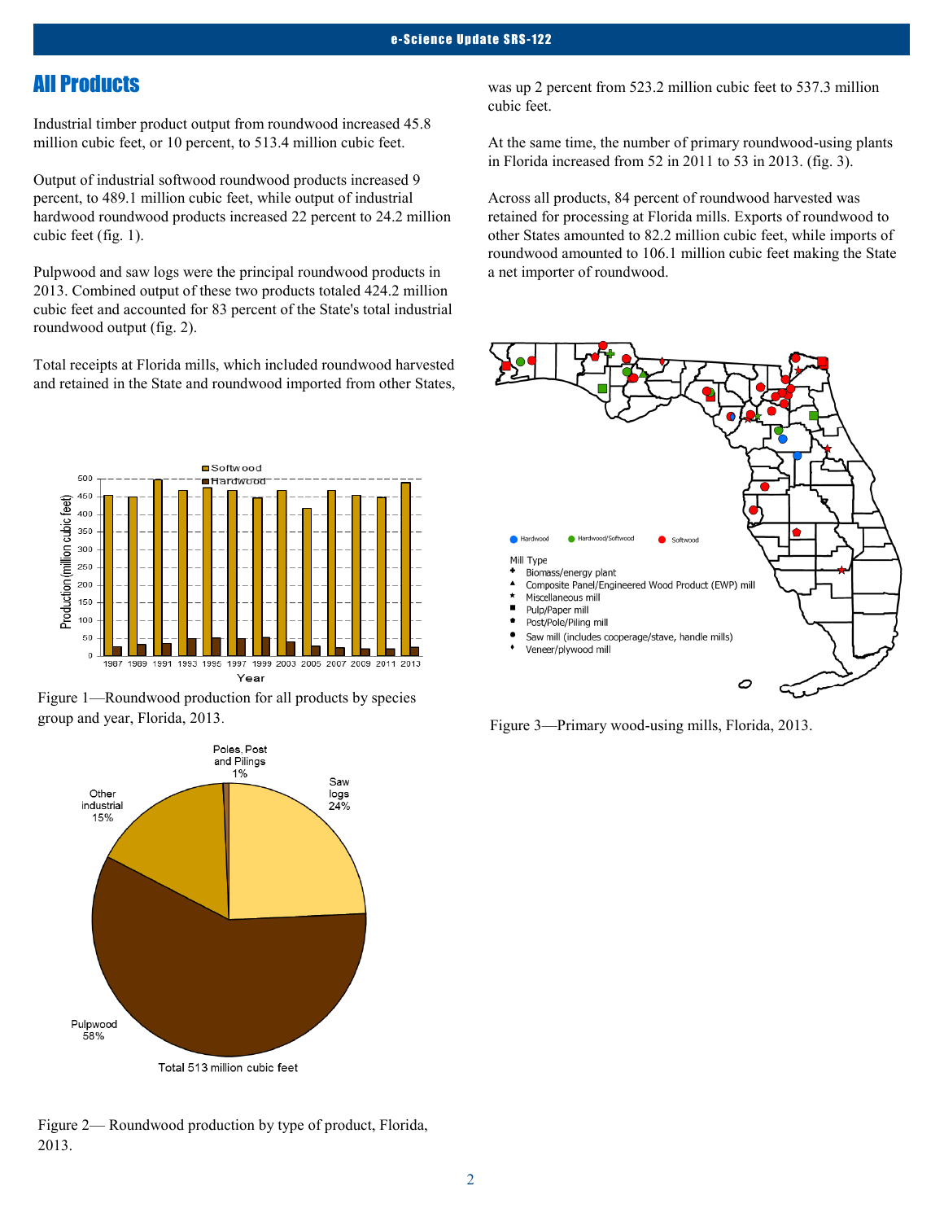## All Products

Industrial timber product output from roundwood increased 45.8 million cubic feet, or 10 percent, to 513.4 million cubic feet.

Output of industrial softwood roundwood products increased 9 percent, to 489.1 million cubic feet, while output of industrial hardwood roundwood products increased 22 percent to 24.2 million cubic feet (fig. 1).

Pulpwood and saw logs were the principal roundwood products in 2013. Combined output of these two products totaled 424.2 million cubic feet and accounted for 83 percent of the State's total industrial roundwood output (fig. 2).

Total receipts at Florida mills, which included roundwood harvested and retained in the State and roundwood imported from other States, was up 2 percent from 523.2 million cubic feet to 537.3 million cubic feet.

At the same time, the number of primary roundwood-using plants in Florida increased from 52 in 2011 to 53 in 2013. (fig. 3).

Across all products, 84 percent of roundwood harvested was retained for processing at Florida mills. Exports of roundwood to other States amounted to 82.2 million cubic feet, while imports of roundwood amounted to 106.1 million cubic feet making the State a net importer of roundwood.

Figure 1—Roundwood production for all products by species group and year, Florida, 2013.

Figure 2— Roundwood production by type of product, Florida, 2013.

Figure 3—Primary wood-using mills, Florida, 2013.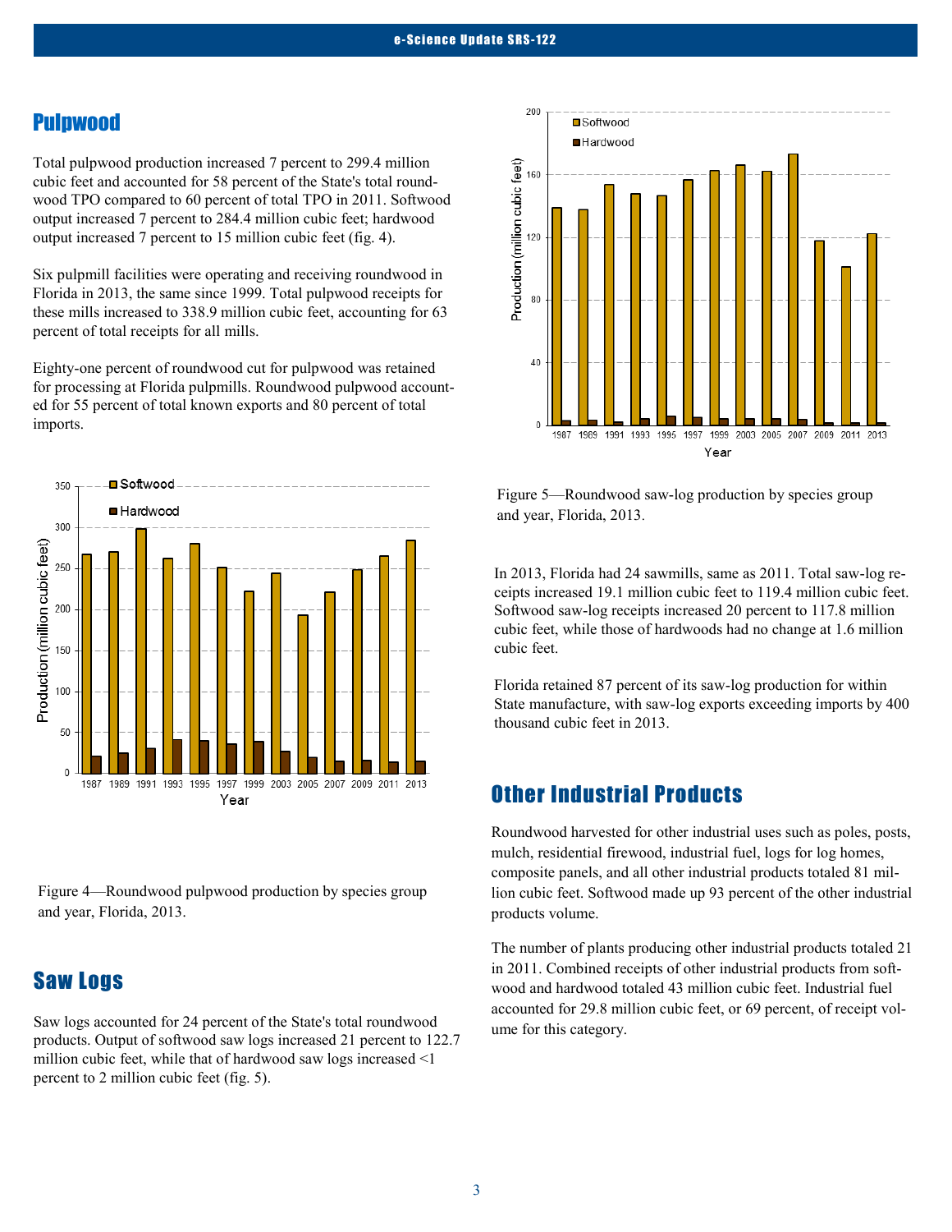## Pulpwood

Total pulpwood production increased 7 percent to 299.4 million cubic feet and accounted for 58 percent of the State's total roundwood TPO compared to 60 percent of total TPO in 2011. Softwood output increased 7 percent to 284.4 million cubic feet; hardwood output increased 7 percent to 15 million cubic feet (fig. 4).

Six pulpmill facilities were operating and receiving roundwood in Florida in 2013, the same since 1999. Total pulpwood receipts for these mills increased to 338.9 million cubic feet, accounting for 63 percent of total receipts for all mills.

Eighty-one percent of roundwood cut for pulpwood was retained for processing at Florida pulpmills. Roundwood pulpwood accounted for 55 percent of total known exports and 80 percent of total imports.

Figure 4—Roundwood pulpwood production by species group and year, Florida, 2013.

## Saw Logs

Saw logs accounted for 24 percent of the State's total roundwood products. Output of softwood saw logs increased 21 percent to 122.7 million cubic feet, while that of hardwood saw logs increased <1 percent to 2 million cubic feet (fig. 5).

Figure 5—Roundwood saw-log production by species group and year, Florida, 2013.

In 2013, Florida had 24 sawmills, same as 2011. Total saw-log receipts increased 19.1 million cubic feet to 119.4 million cubic feet. Softwood saw-log receipts increased 20 percent to 117.8 million cubic feet, while those of hardwoods had no change at 1.6 million cubic feet.

Florida retained 87 percent of its saw-log production for within State manufacture, with saw-log exports exceeding imports by 400 thousand cubic feet in 2013.

## Other Industrial Products

Roundwood harvested for other industrial uses such as poles, posts, mulch, residential firewood, industrial fuel, logs for log homes, composite panels, and all other industrial products totaled 81 million cubic feet. Softwood made up 93 percent of the other industrial products volume.

The number of plants producing other industrial products totaled 21 in 2011. Combined receipts of other industrial products from softwood and hardwood totaled 43 million cubic feet. Industrial fuel accounted for 29.8 million cubic feet, or 69 percent, of receipt volume for this category.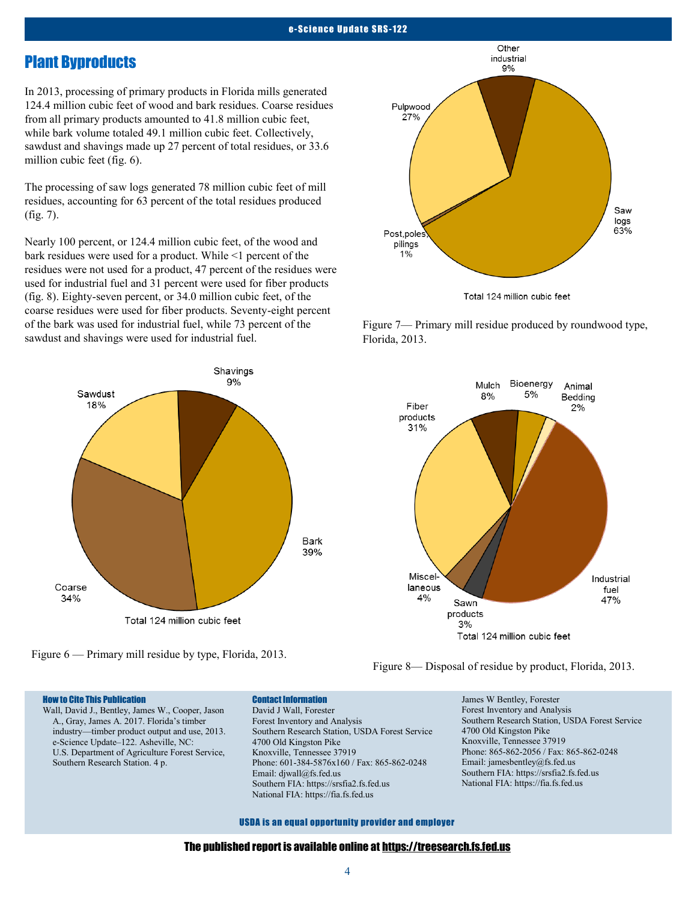## Plant Byproducts

In 2013, processing of primary products in Florida mills generated 124.4 million cubic feet of wood and bark residues. Coarse residues from all primary products amounted to 41.8 million cubic feet, while bark volume totaled 49.1 million cubic feet. Collectively, sawdust and shavings made up 27 percent of total residues, or 33.6 million cubic feet (fig. 6).

The processing of saw logs generated 78 million cubic feet of mill residues, accounting for 63 percent of the total residues produced (fig. 7).

Nearly 100 percent, or 124.4 million cubic feet, of the wood and bark residues were used for a product. While <1 percent of the residues were not used for a product, 47 percent of the residues were used for industrial fuel and 31 percent were used for fiber products (fig. 8). Eighty-seven percent, or 34.0 million cubic feet, of the coarse residues were used for fiber products. Seventy-eight percent of the bark was used for industrial fuel, while 73 percent of the sawdust and shavings were used for industrial fuel.

Other industrial 9%
Pulpwood 27%
Saw logs 63%
Post,poles, pilings 1%
Total 124 million cubic feet

Figure 7— Primary mill residue produced by roundwood type, Florida, 2013.

Shavings 9%
Sawdust 18%
Bark 39%
Coarse 34%
Total 124 million cubic feet

Figure 6 — Primary mill residue by type, Florida, 2013.

Mulch 8%
Bioenergy 5%
Animal Bedding 2%
Fiber products 31%
Miscel-laneous 4%
Sawn products 3%
Industrial fuel 47%
Total 124 million cubic feet

Figure 8— Disposal of residue by product, Florida, 2013.

**How to Cite This Publication**

Wall, David J., Bentley, James W., Cooper, Jason A., Gray, James A. 2017. Florida's timber industry—timber product output and use, 2013. e-Science Update–122. Asheville, NC: U.S. Department of Agriculture Forest Service, Southern Research Station. 4 p.

**Contact Information**

David J Wall, Forester
Forest Inventory and Analysis
Southern Research Station, USDA Forest Service
4700 Old Kingston Pike
Knoxville, Tennessee 37919
Phone: 601-384-5876x160 / Fax: 865-862-0248
Email: djwall@fs.fed.us
Southern FIA: https://srsfia2.fs.fed.us
National FIA: https://fia.fs.fed.us

James W Bentley, Forester
Forest Inventory and Analysis
Southern Research Station, USDA Forest Service
4700 Old Kingston Pike
Knoxville, Tennessee 37919
Phone: 865-862-2056 / Fax: 865-862-0248
Email: jamesbentley@fs.fed.us
Southern FIA: https://srsfia2.fs.fed.us
National FIA: https://fia.fs.fed.us

**USDA is an equal opportunity provider and employer**

**The published report is available online at https://treesearch.fs.fed.us**